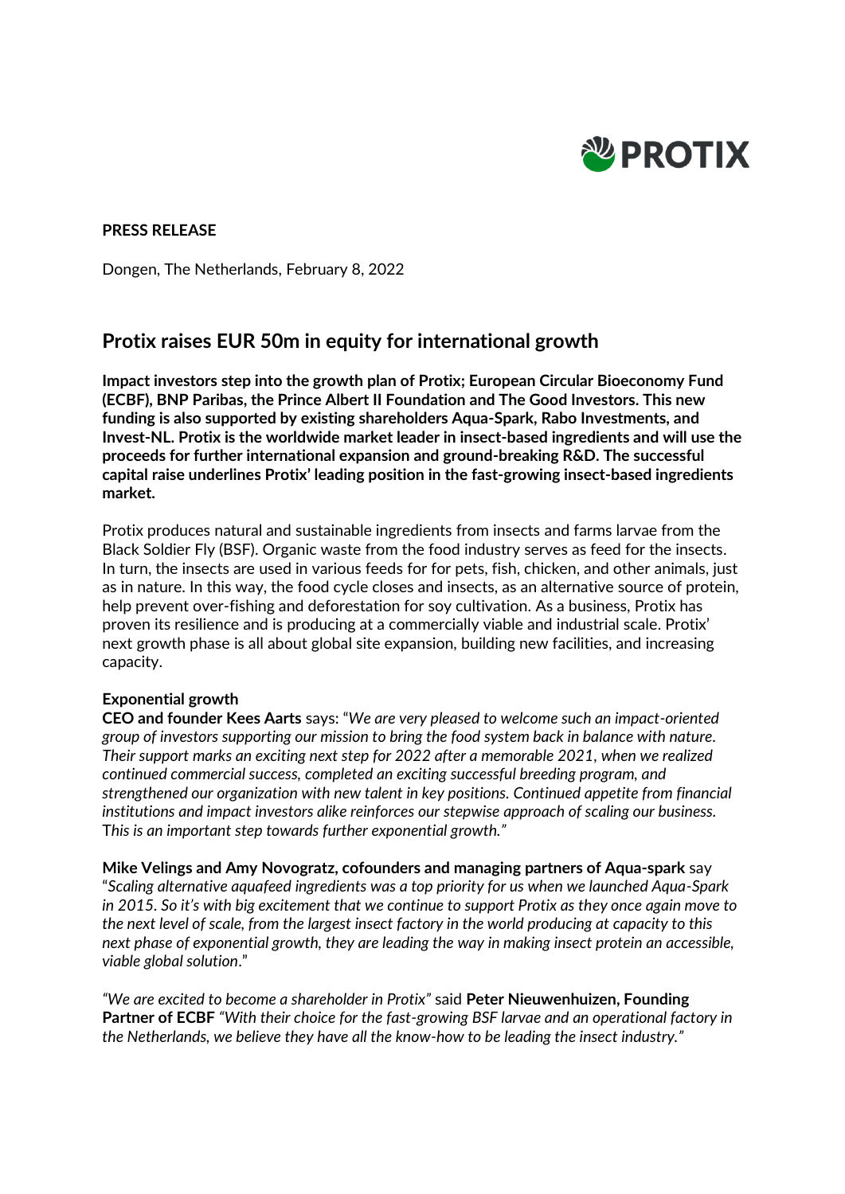**PRESS RELEASE**

Dongen, The Netherlands, February 8, 2022

# Protix raises EUR 50m in equity for international growth

**Impact investors step into the growth plan of Protix; European Circular Bioeconomy Fund (ECBF), BNP Paribas, the Prince Albert II Foundation and The Good Investors. This new funding is also supported by existing shareholders Aqua-Spark, Rabo Investments, and Invest-NL. Protix is the worldwide market leader in insect-based ingredients and will use the proceeds for further international expansion and ground-breaking R&D. The successful capital raise underlines Protix' leading position in the fast-growing insect-based ingredients market.**

Protix produces natural and sustainable ingredients from insects and farms larvae from the Black Soldier Fly (BSF). Organic waste from the food industry serves as feed for the insects. In turn, the insects are used in various feeds for for pets, fish, chicken, and other animals, just as in nature. In this way, the food cycle closes and insects, as an alternative source of protein, help prevent over-fishing and deforestation for soy cultivation. As a business, Protix has proven its resilience and is producing at a commercially viable and industrial scale. Protix' next growth phase is all about global site expansion, building new facilities, and increasing capacity.

**Exponential growth**

**CEO and founder Kees Aarts** says: *"We are very pleased to welcome such an impact-oriented group of investors supporting our mission to bring the food system back in balance with nature. Their support marks an exciting next step for 2022 after a memorable 2021, when we realized continued commercial success, completed an exciting successful breeding program, and strengthened our organization with new talent in key positions. Continued appetite from financial institutions and impact investors alike reinforces our stepwise approach of scaling our business. This is an important step towards further exponential growth."*

**Mike Velings and Amy Novogratz, cofounders and managing partners of Aqua-spark** say "*Scaling alternative aquafeed ingredients was a top priority for us when we launched Aqua-Spark in 2015. So it's with big excitement that we continue to support Protix as they once again move to the next level of scale, from the largest insect factory in the world producing at capacity to this next phase of exponential growth, they are leading the way in making insect protein an accessible, viable global solution*."

*"We are excited to become a shareholder in Protix"* said **Peter Nieuwenhuizen, Founding Partner of ECBF** *"With their choice for the fast-growing BSF larvae and an operational factory in the Netherlands, we believe they have all the know-how to be leading the insect industry."*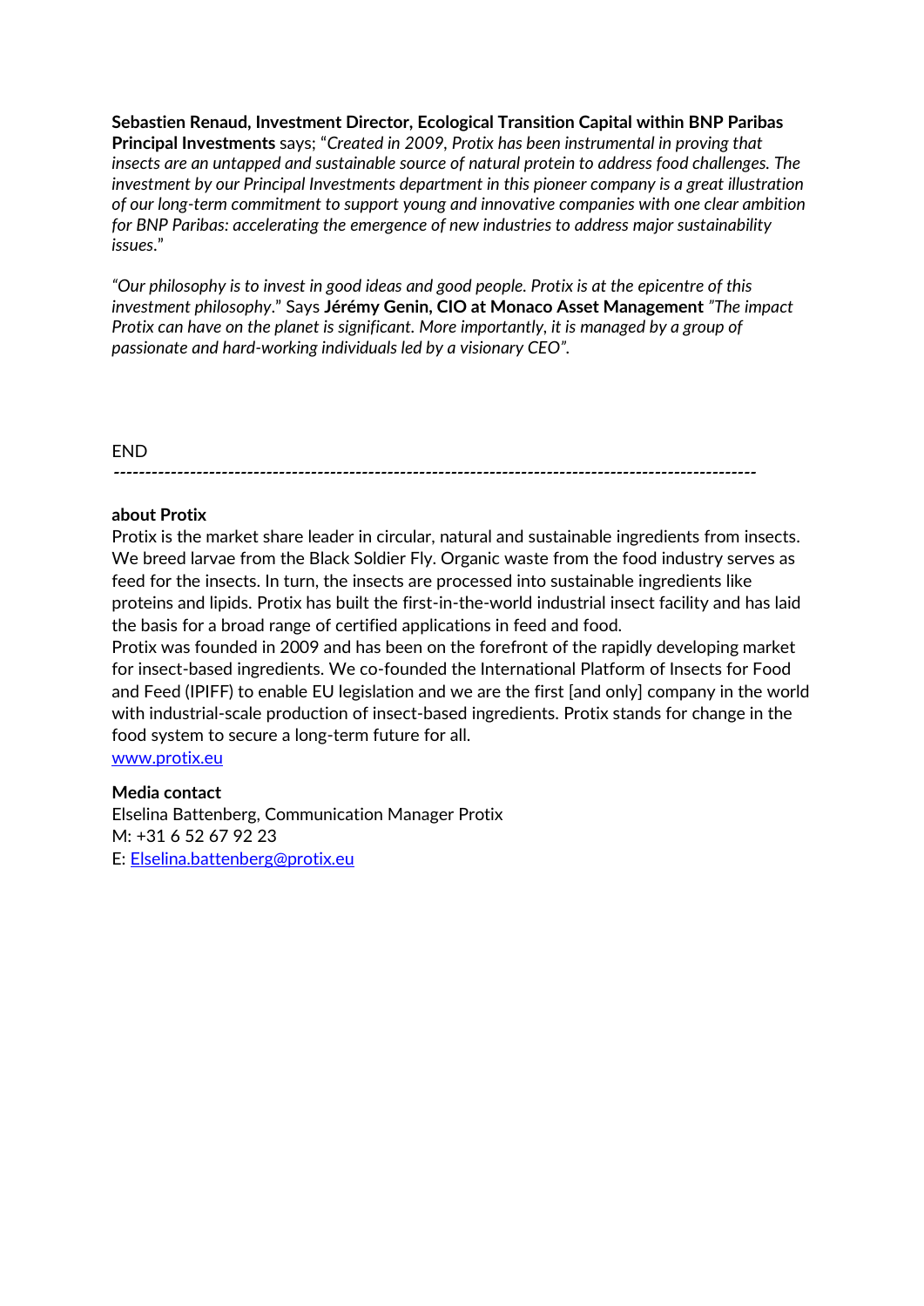**Sebastien Renaud, Investment Director, Ecological Transition Capital within BNP Paribas Principal Investments** says; "*Created in 2009, Protix has been instrumental in proving that insects are an untapped and sustainable source of natural protein to address food challenges. The investment by our Principal Investments department in this pioneer company is a great illustration of our long-term commitment to support young and innovative companies with one clear ambition for BNP Paribas: accelerating the emergence of new industries to address major sustainability issues*."

"*Our philosophy is to invest in good ideas and good people. Protix is at the epicentre of this investment philosophy*." Says **Jérémy Genin, CIO at Monaco Asset Management** *"The impact Protix can have on the planet is significant. More importantly, it is managed by a group of passionate and hard-working individuals led by a visionary CEO".*

END

-----------------------------------------------------------------------------------------------------

**about Protix**

Protix is the market share leader in circular, natural and sustainable ingredients from insects. We breed larvae from the Black Soldier Fly. Organic waste from the food industry serves as feed for the insects. In turn, the insects are processed into sustainable ingredients like proteins and lipids. Protix has built the first-in-the-world industrial insect facility and has laid the basis for a broad range of certified applications in feed and food.

Protix was founded in 2009 and has been on the forefront of the rapidly developing market for insect-based ingredients. We co-founded the International Platform of Insects for Food and Feed (IPIFF) to enable EU legislation and we are the first [and only] company in the world with industrial-scale production of insect-based ingredients. Protix stands for change in the food system to secure a long-term future for all.

[www.protix.eu](http://www.protix.eu)

**Media contact**

Elselina Battenberg, Communication Manager Protix

M: +31 6 52 67 92 23

E: [Elselina.battenberg@protix.eu](mailto:Elselina.battenberg@protix.eu)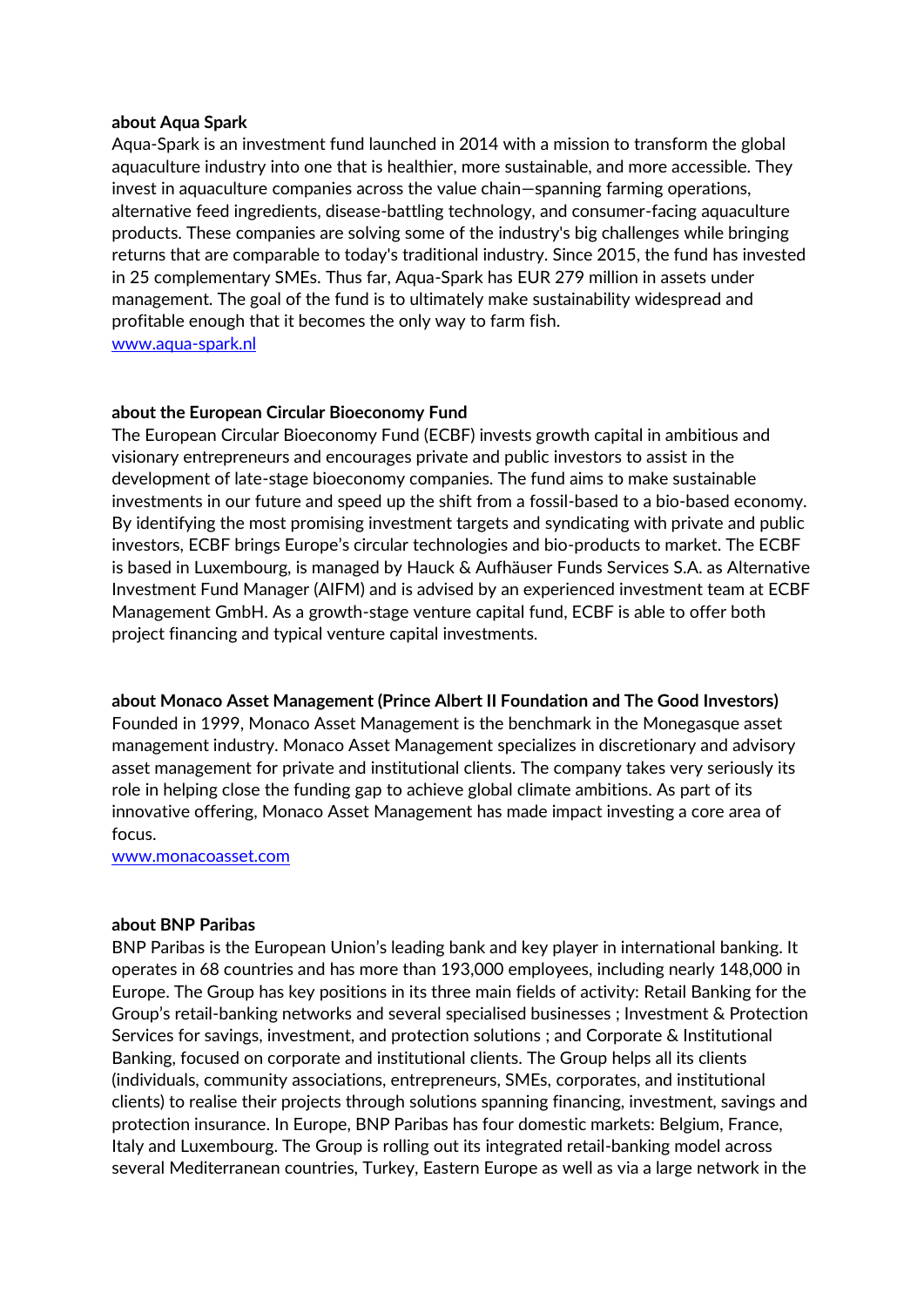**about Aqua Spark**

Aqua-Spark is an investment fund launched in 2014 with a mission to transform the global aquaculture industry into one that is healthier, more sustainable, and more accessible. They invest in aquaculture companies across the value chain—spanning farming operations, alternative feed ingredients, disease-battling technology, and consumer-facing aquaculture products. These companies are solving some of the industry's big challenges while bringing returns that are comparable to today's traditional industry. Since 2015, the fund has invested in 25 complementary SMEs. Thus far, Aqua-Spark has EUR 279 million in assets under management. The goal of the fund is to ultimately make sustainability widespread and profitable enough that it becomes the only way to farm fish.
www.aqua-spark.nl

**about the European Circular Bioeconomy Fund**

The European Circular Bioeconomy Fund (ECBF) invests growth capital in ambitious and visionary entrepreneurs and encourages private and public investors to assist in the development of late-stage bioeconomy companies. The fund aims to make sustainable investments in our future and speed up the shift from a fossil-based to a bio-based economy. By identifying the most promising investment targets and syndicating with private and public investors, ECBF brings Europe's circular technologies and bio-products to market. The ECBF is based in Luxembourg, is managed by Hauck & Aufhäuser Funds Services S.A. as Alternative Investment Fund Manager (AIFM) and is advised by an experienced investment team at ECBF Management GmbH. As a growth-stage venture capital fund, ECBF is able to offer both project financing and typical venture capital investments.

**about Monaco Asset Management (Prince Albert II Foundation and The Good Investors)**

Founded in 1999, Monaco Asset Management is the benchmark in the Monegasque asset management industry. Monaco Asset Management specializes in discretionary and advisory asset management for private and institutional clients. The company takes very seriously its role in helping close the funding gap to achieve global climate ambitions. As part of its innovative offering, Monaco Asset Management has made impact investing a core area of focus.
www.monacoasset.com

**about BNP Paribas**

BNP Paribas is the European Union's leading bank and key player in international banking. It operates in 68 countries and has more than 193,000 employees, including nearly 148,000 in Europe. The Group has key positions in its three main fields of activity: Retail Banking for the Group's retail-banking networks and several specialised businesses ; Investment & Protection Services for savings, investment, and protection solutions ; and Corporate & Institutional Banking, focused on corporate and institutional clients. The Group helps all its clients (individuals, community associations, entrepreneurs, SMEs, corporates, and institutional clients) to realise their projects through solutions spanning financing, investment, savings and protection insurance. In Europe, BNP Paribas has four domestic markets: Belgium, France, Italy and Luxembourg. The Group is rolling out its integrated retail-banking model across several Mediterranean countries, Turkey, Eastern Europe as well as via a large network in the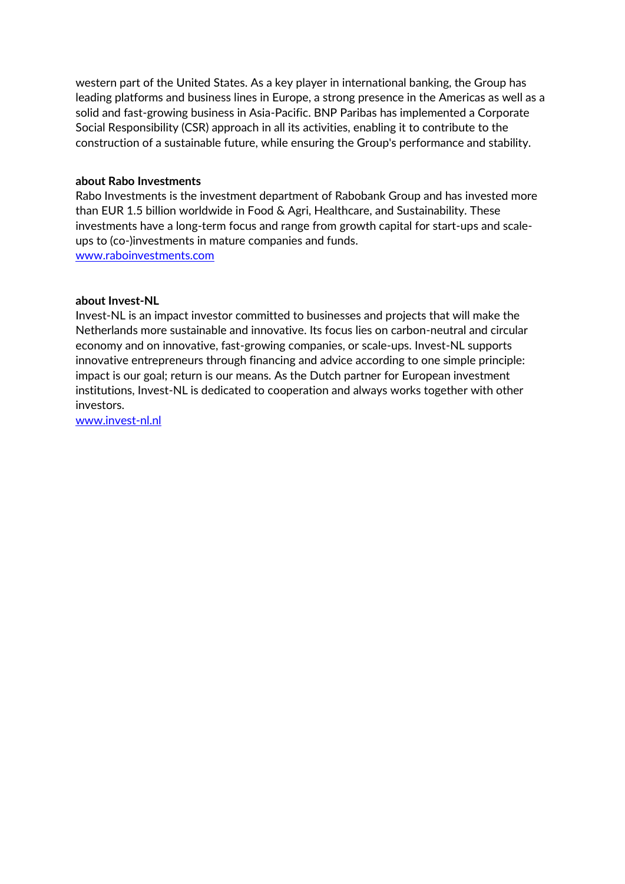western part of the United States. As a key player in international banking, the Group has leading platforms and business lines in Europe, a strong presence in the Americas as well as a solid and fast-growing business in Asia-Pacific. BNP Paribas has implemented a Corporate Social Responsibility (CSR) approach in all its activities, enabling it to contribute to the construction of a sustainable future, while ensuring the Group's performance and stability.

**about Rabo Investments**

Rabo Investments is the investment department of Rabobank Group and has invested more than EUR 1.5 billion worldwide in Food & Agri, Healthcare, and Sustainability. These investments have a long-term focus and range from growth capital for start-ups and scale-ups to (co-)investments in mature companies and funds.
[www.raboinvestments.com](http://www.raboinvestments.com)

**about Invest-NL**

Invest-NL is an impact investor committed to businesses and projects that will make the Netherlands more sustainable and innovative. Its focus lies on carbon-neutral and circular economy and on innovative, fast-growing companies, or scale-ups. Invest-NL supports innovative entrepreneurs through financing and advice according to one simple principle: impact is our goal; return is our means. As the Dutch partner for European investment institutions, Invest-NL is dedicated to cooperation and always works together with other investors.
[www.invest-nl.nl](http://www.invest-nl.nl)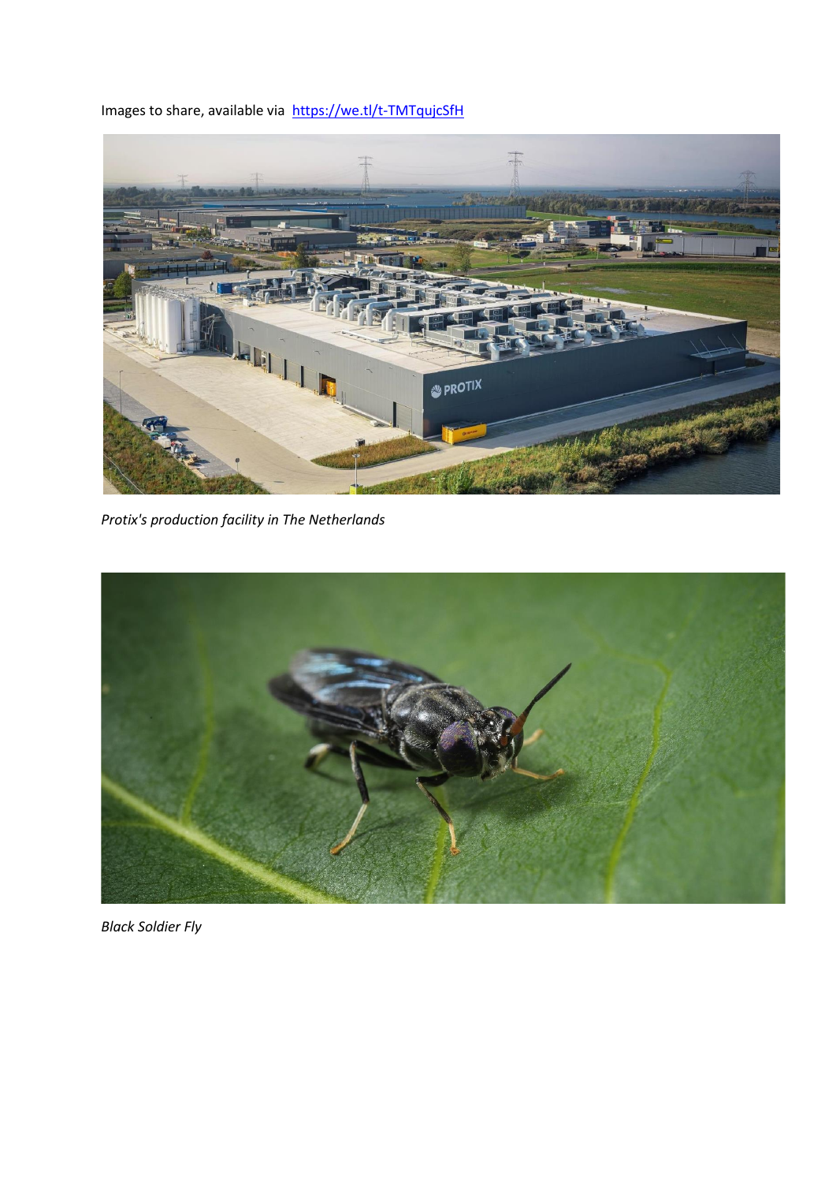Images to share, available via [https://we.tl/t-TMTqujcSfH](https://we.tl/t-TMTqujcSfH)

*Protix's production facility in The Netherlands*

*Black Soldier Fly*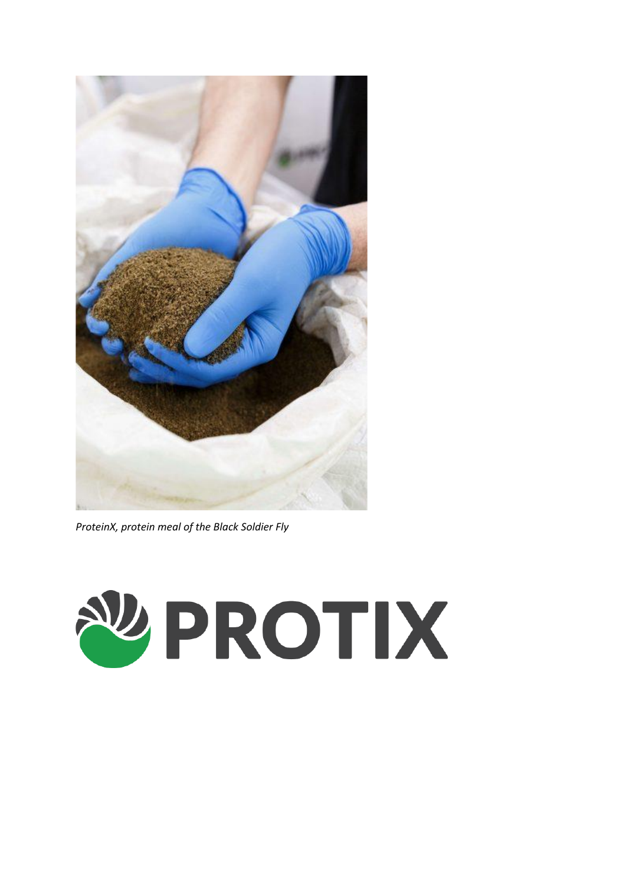*ProteinX, protein meal of the Black Soldier Fly*

PROTIX